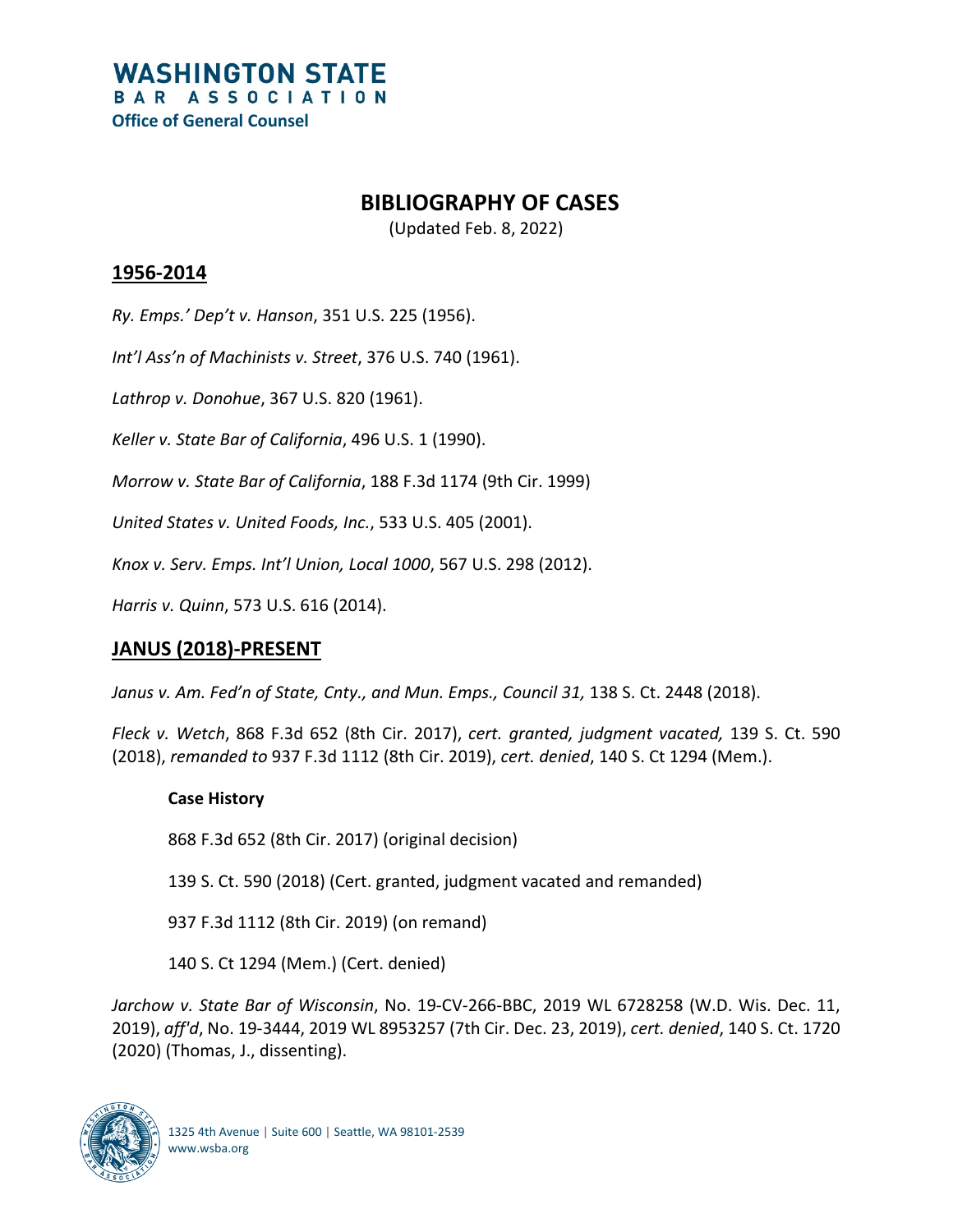**WASHINGTON STATE**
**BAR ASSOCIATION**
**Office of General Counsel**

# BIBLIOGRAPHY OF CASES

(Updated Feb. 8, 2022)

## 1956-2014

*Ry. Emps.' Dep't v. Hanson*, 351 U.S. 225 (1956).

*Int'l Ass'n of Machinists v. Street*, 376 U.S. 740 (1961).

*Lathrop v. Donohue*, 367 U.S. 820 (1961).

*Keller v. State Bar of California*, 496 U.S. 1 (1990).

*Morrow v. State Bar of California*, 188 F.3d 1174 (9th Cir. 1999)

*United States v. United Foods, Inc.*, 533 U.S. 405 (2001).

*Knox v. Serv. Emps. Int'l Union, Local 1000*, 567 U.S. 298 (2012).

*Harris v. Quinn*, 573 U.S. 616 (2014).

## JANUS (2018)-PRESENT

*Janus v. Am. Fed'n of State, Cnty., and Mun. Emps., Council 31,* 138 S. Ct. 2448 (2018).

*Fleck v. Wetch*, 868 F.3d 652 (8th Cir. 2017), *cert. granted, judgment vacated,* 139 S. Ct. 590 (2018), *remanded to* 937 F.3d 1112 (8th Cir. 2019), *cert. denied*, 140 S. Ct 1294 (Mem.).

### Case History

868 F.3d 652 (8th Cir. 2017) (original decision)

139 S. Ct. 590 (2018) (Cert. granted, judgment vacated and remanded)

937 F.3d 1112 (8th Cir. 2019) (on remand)

140 S. Ct 1294 (Mem.) (Cert. denied)

*Jarchow v. State Bar of Wisconsin*, No. 19-CV-266-BBC, 2019 WL 6728258 (W.D. Wis. Dec. 11, 2019), *aff'd*, No. 19-3444, 2019 WL 8953257 (7th Cir. Dec. 23, 2019), *cert. denied*, 140 S. Ct. 1720 (2020) (Thomas, J., dissenting).

1325 4th Avenue | Suite 600 | Seattle, WA 98101-2539
www.wsba.org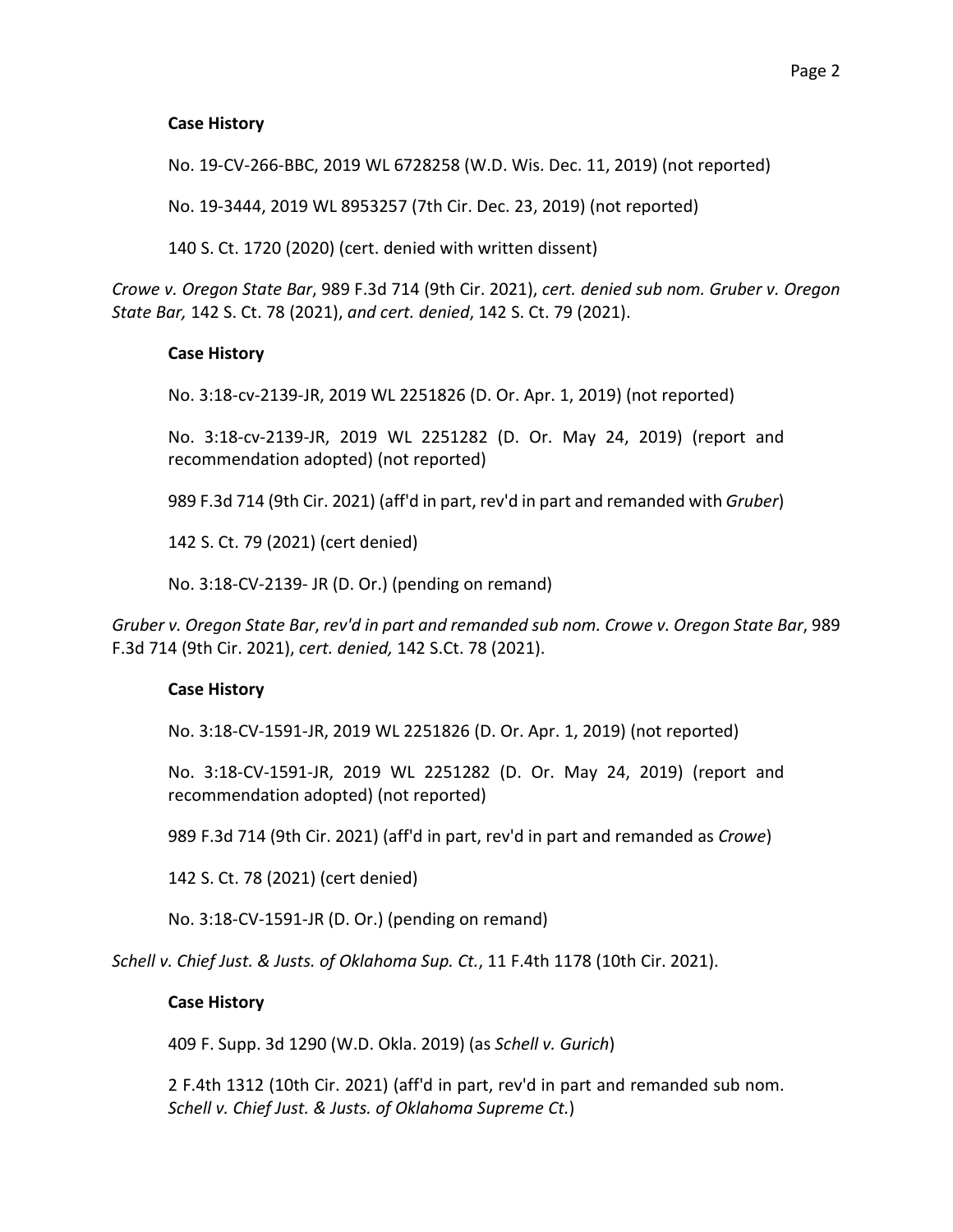**Case History**

No. 19-CV-266-BBC, 2019 WL 6728258 (W.D. Wis. Dec. 11, 2019) (not reported)

No. 19-3444, 2019 WL 8953257 (7th Cir. Dec. 23, 2019) (not reported)

140 S. Ct. 1720 (2020) (cert. denied with written dissent)

*Crowe v. Oregon State Bar*, 989 F.3d 714 (9th Cir. 2021), *cert. denied sub nom. Gruber v. Oregon State Bar,* 142 S. Ct. 78 (2021), *and cert. denied*, 142 S. Ct. 79 (2021).

**Case History**

No. 3:18-cv-2139-JR, 2019 WL 2251826 (D. Or. Apr. 1, 2019) (not reported)

No. 3:18-cv-2139-JR, 2019 WL 2251282 (D. Or. May 24, 2019) (report and recommendation adopted) (not reported)

989 F.3d 714 (9th Cir. 2021) (aff'd in part, rev'd in part and remanded with *Gruber*)

142 S. Ct. 79 (2021) (cert denied)

No. 3:18-CV-2139- JR (D. Or.) (pending on remand)

*Gruber v. Oregon State Bar*, *rev'd in part and remanded sub nom. Crowe v. Oregon State Bar*, 989 F.3d 714 (9th Cir. 2021), *cert. denied,* 142 S.Ct. 78 (2021).

**Case History**

No. 3:18-CV-1591-JR, 2019 WL 2251826 (D. Or. Apr. 1, 2019) (not reported)

No. 3:18-CV-1591-JR, 2019 WL 2251282 (D. Or. May 24, 2019) (report and recommendation adopted) (not reported)

989 F.3d 714 (9th Cir. 2021) (aff'd in part, rev'd in part and remanded as *Crowe*)

142 S. Ct. 78 (2021) (cert denied)

No. 3:18-CV-1591-JR (D. Or.) (pending on remand)

*Schell v. Chief Just. & Justs. of Oklahoma Sup. Ct.*, 11 F.4th 1178 (10th Cir. 2021).

**Case History**

409 F. Supp. 3d 1290 (W.D. Okla. 2019) (as *Schell v. Gurich*)

2 F.4th 1312 (10th Cir. 2021) (aff'd in part, rev'd in part and remanded sub nom. *Schell v. Chief Just. & Justs. of Oklahoma Supreme Ct.*)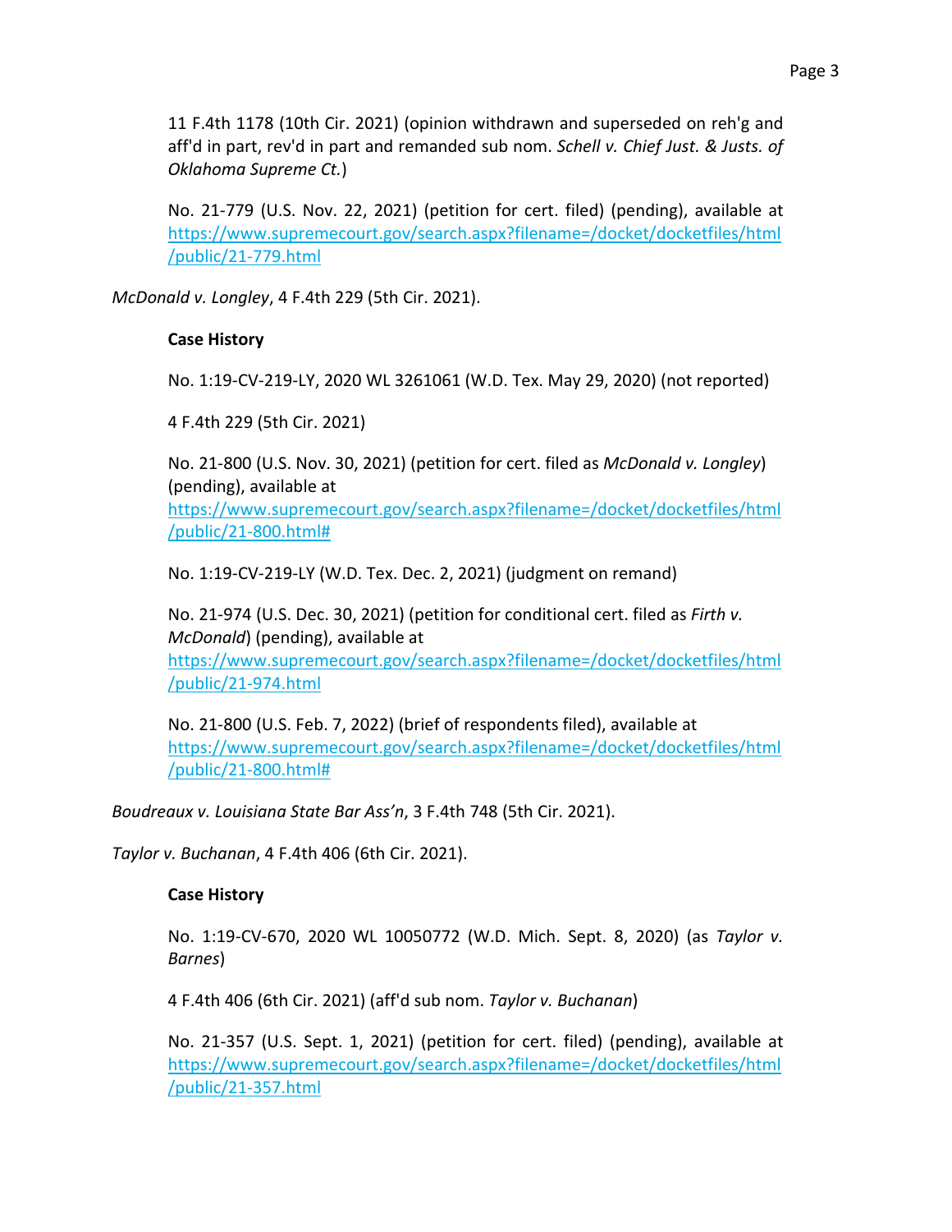11 F.4th 1178 (10th Cir. 2021) (opinion withdrawn and superseded on reh'g and aff'd in part, rev'd in part and remanded sub nom. *Schell v. Chief Just. & Justs. of Oklahoma Supreme Ct.*)

No. 21-779 (U.S. Nov. 22, 2021) (petition for cert. filed) (pending), available at https://www.supremecourt.gov/search.aspx?filename=/docket/docketfiles/html/public/21-779.html

*McDonald v. Longley*, 4 F.4th 229 (5th Cir. 2021).

**Case History**

No. 1:19-CV-219-LY, 2020 WL 3261061 (W.D. Tex. May 29, 2020) (not reported)

4 F.4th 229 (5th Cir. 2021)

No. 21-800 (U.S. Nov. 30, 2021) (petition for cert. filed as *McDonald v. Longley*) (pending), available at https://www.supremecourt.gov/search.aspx?filename=/docket/docketfiles/html/public/21-800.html#

No. 1:19-CV-219-LY (W.D. Tex. Dec. 2, 2021) (judgment on remand)

No. 21-974 (U.S. Dec. 30, 2021) (petition for conditional cert. filed as *Firth v. McDonald*) (pending), available at https://www.supremecourt.gov/search.aspx?filename=/docket/docketfiles/html/public/21-974.html

No. 21-800 (U.S. Feb. 7, 2022) (brief of respondents filed), available at https://www.supremecourt.gov/search.aspx?filename=/docket/docketfiles/html/public/21-800.html#

*Boudreaux v. Louisiana State Bar Ass'n*, 3 F.4th 748 (5th Cir. 2021).

*Taylor v. Buchanan*, 4 F.4th 406 (6th Cir. 2021).

**Case History**

No. 1:19-CV-670, 2020 WL 10050772 (W.D. Mich. Sept. 8, 2020) (as *Taylor v. Barnes*)

4 F.4th 406 (6th Cir. 2021) (aff'd sub nom. *Taylor v. Buchanan*)

No. 21-357 (U.S. Sept. 1, 2021) (petition for cert. filed) (pending), available at https://www.supremecourt.gov/search.aspx?filename=/docket/docketfiles/html/public/21-357.html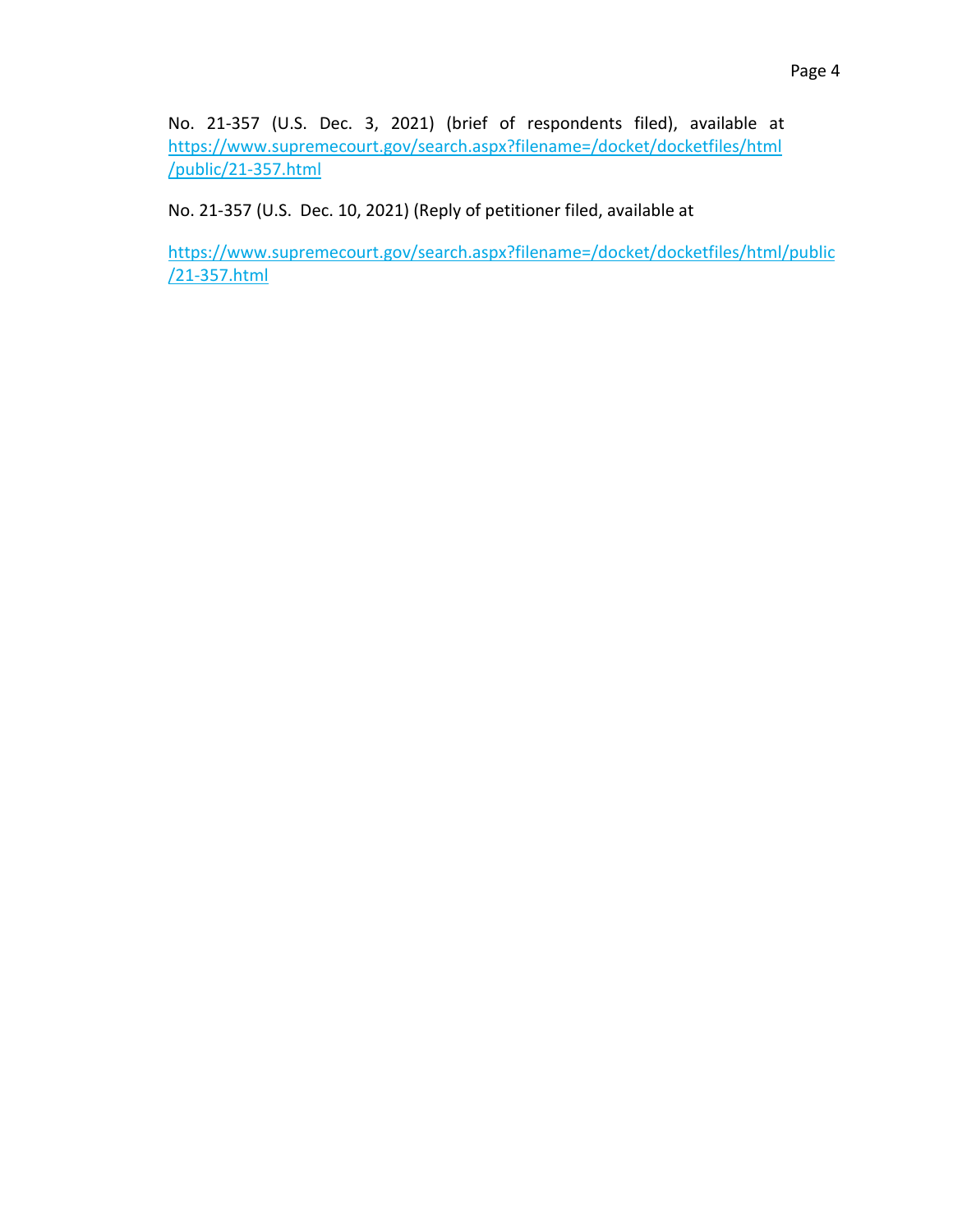No. 21-357 (U.S. Dec. 3, 2021) (brief of respondents filed), available at https://www.supremecourt.gov/search.aspx?filename=/docket/docketfiles/html/public/21-357.html

No. 21-357 (U.S. Dec. 10, 2021) (Reply of petitioner filed, available at

https://www.supremecourt.gov/search.aspx?filename=/docket/docketfiles/html/public/21-357.html